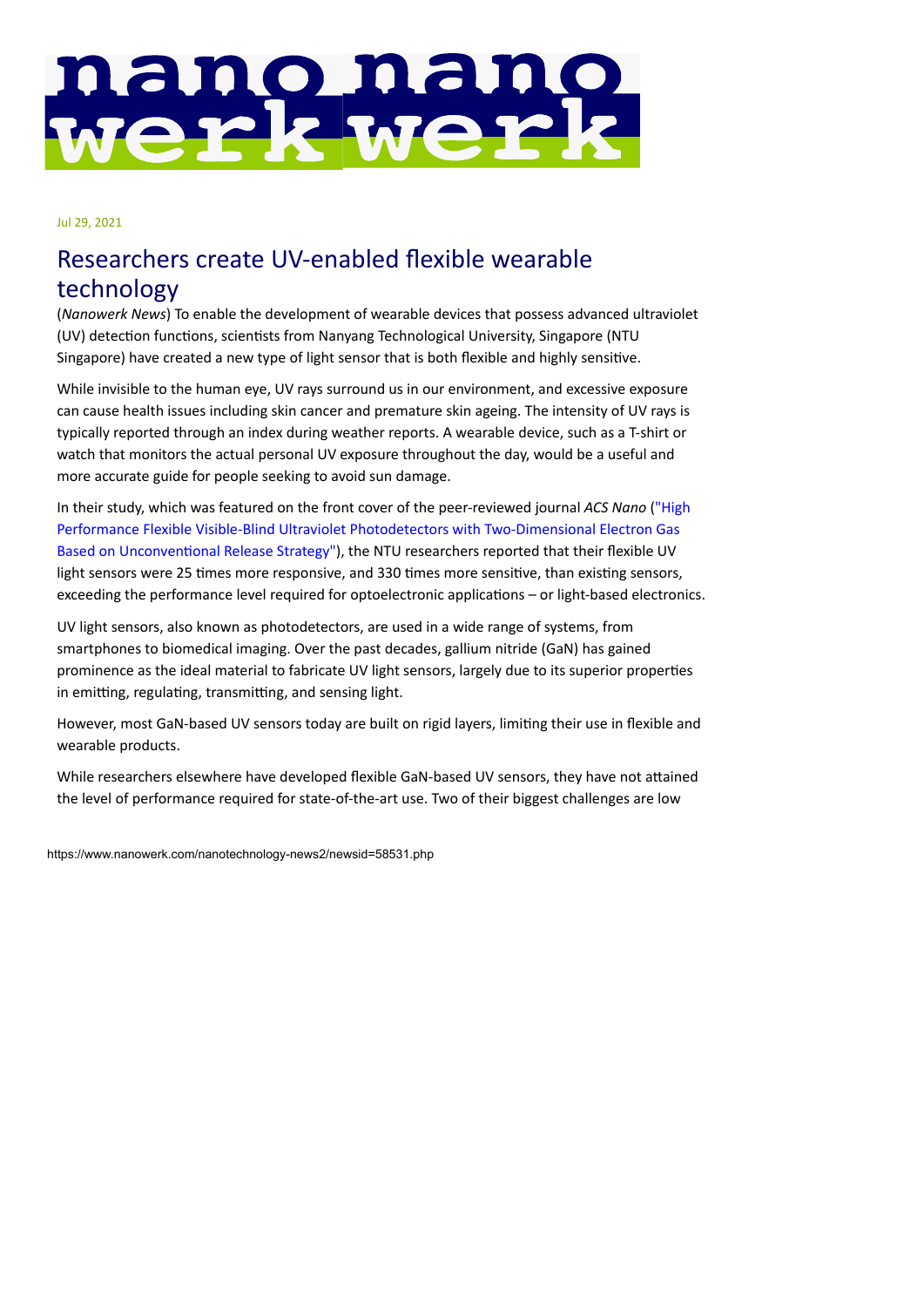Jul 29, 2021

# Researchers create UV-enabled flexible wearable technology

(*Nanowerk News*) To enable the development of wearable devices that possess advanced ultraviolet (UV) detection functions, scientists from Nanyang Technological University, Singapore (NTU Singapore) have created a new type of light sensor that is both flexible and highly sensitive.

While invisible to the human eye, UV rays surround us in our environment, and excessive exposure can cause health issues including skin cancer and premature skin ageing. The intensity of UV rays is typically reported through an index during weather reports. A wearable device, such as a T-shirt or watch that monitors the actual personal UV exposure throughout the day, would be a useful and more accurate guide for people seeking to avoid sun damage.

In their study, which was featured on the front cover of the peer-reviewed journal *ACS Nano* ("High Performance Flexible Visible-Blind Ultraviolet Photodetectors with Two-Dimensional Electron Gas Based on Unconventional Release Strategy"), the NTU researchers reported that their flexible UV light sensors were 25 times more responsive, and 330 times more sensitive, than existing sensors, exceeding the performance level required for optoelectronic applications – or light-based electronics.

UV light sensors, also known as photodetectors, are used in a wide range of systems, from smartphones to biomedical imaging. Over the past decades, gallium nitride (GaN) has gained prominence as the ideal material to fabricate UV light sensors, largely due to its superior properties in emitting, regulating, transmitting, and sensing light.

However, most GaN-based UV sensors today are built on rigid layers, limiting their use in flexible and wearable products.

While researchers elsewhere have developed flexible GaN-based UV sensors, they have not attained the level of performance required for state-of-the-art use. Two of their biggest challenges are low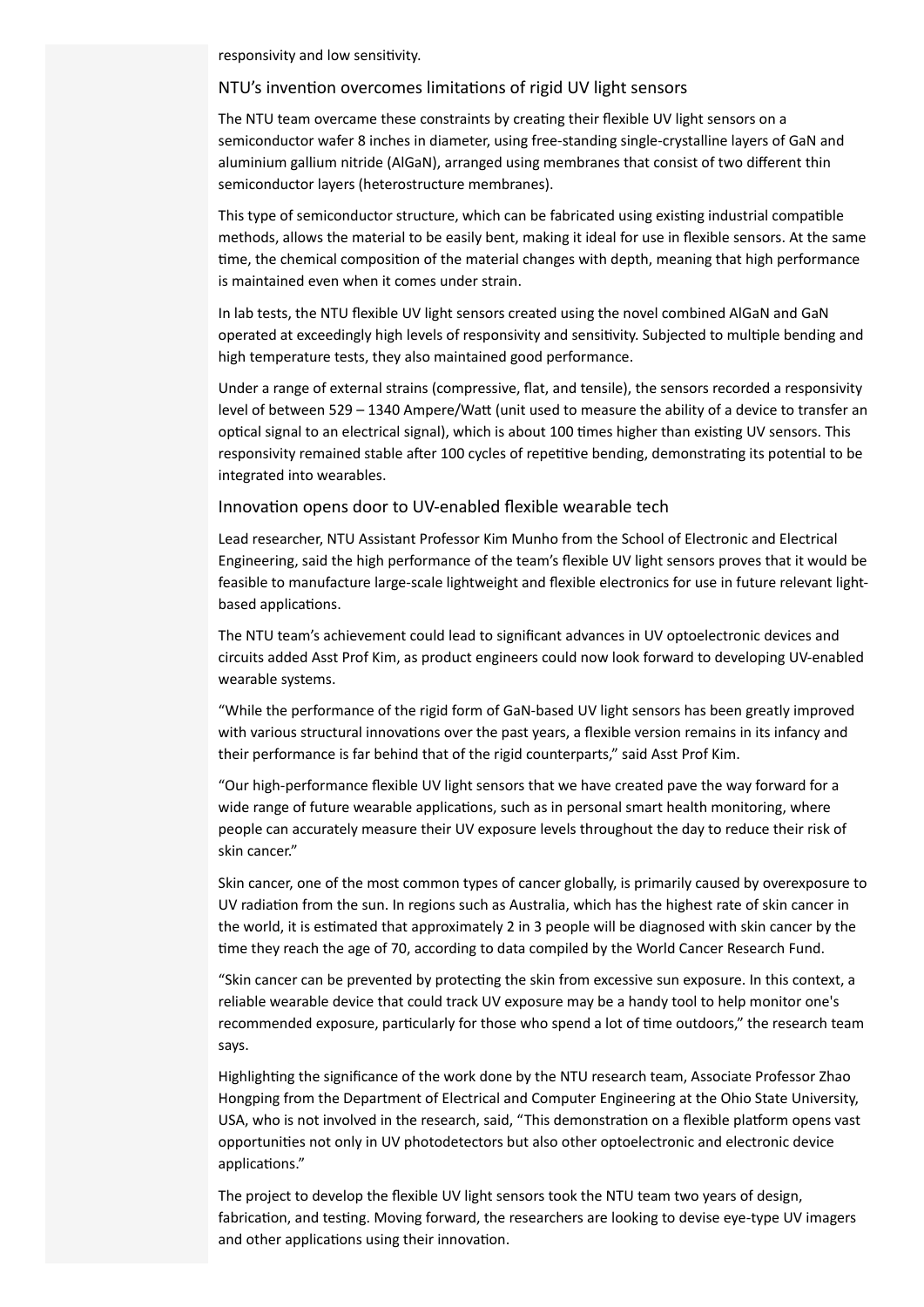responsivity and low sensitivity.

## NTU's invention overcomes limitations of rigid UV light sensors

The NTU team overcame these constraints by creating their flexible UV light sensors on a semiconductor wafer 8 inches in diameter, using free-standing single-crystalline layers of GaN and aluminium gallium nitride (AlGaN), arranged using membranes that consist of two different thin semiconductor layers (heterostructure membranes).

This type of semiconductor structure, which can be fabricated using existing industrial compatible methods, allows the material to be easily bent, making it ideal for use in flexible sensors. At the same time, the chemical composition of the material changes with depth, meaning that high performance is maintained even when it comes under strain.

In lab tests, the NTU flexible UV light sensors created using the novel combined AlGaN and GaN operated at exceedingly high levels of responsivity and sensitivity. Subjected to multiple bending and high temperature tests, they also maintained good performance.

Under a range of external strains (compressive, flat, and tensile), the sensors recorded a responsivity level of between 529 – 1340 Ampere/Watt (unit used to measure the ability of a device to transfer an optical signal to an electrical signal), which is about 100 times higher than existing UV sensors. This responsivity remained stable after 100 cycles of repetitive bending, demonstrating its potential to be integrated into wearables.

## Innovation opens door to UV-enabled flexible wearable tech

Lead researcher, NTU Assistant Professor Kim Munho from the School of Electronic and Electrical Engineering, said the high performance of the team's flexible UV light sensors proves that it would be feasible to manufacture large-scale lightweight and flexible electronics for use in future relevant light-based applications.

The NTU team's achievement could lead to significant advances in UV optoelectronic devices and circuits added Asst Prof Kim, as product engineers could now look forward to developing UV-enabled wearable systems.

"While the performance of the rigid form of GaN-based UV light sensors has been greatly improved with various structural innovations over the past years, a flexible version remains in its infancy and their performance is far behind that of the rigid counterparts," said Asst Prof Kim.

"Our high-performance flexible UV light sensors that we have created pave the way forward for a wide range of future wearable applications, such as in personal smart health monitoring, where people can accurately measure their UV exposure levels throughout the day to reduce their risk of skin cancer."

Skin cancer, one of the most common types of cancer globally, is primarily caused by overexposure to UV radiation from the sun. In regions such as Australia, which has the highest rate of skin cancer in the world, it is estimated that approximately 2 in 3 people will be diagnosed with skin cancer by the time they reach the age of 70, according to data compiled by the World Cancer Research Fund.

"Skin cancer can be prevented by protecting the skin from excessive sun exposure. In this context, a reliable wearable device that could track UV exposure may be a handy tool to help monitor one's recommended exposure, particularly for those who spend a lot of time outdoors," the research team says.

Highlighting the significance of the work done by the NTU research team, Associate Professor Zhao Hongping from the Department of Electrical and Computer Engineering at the Ohio State University, USA, who is not involved in the research, said, "This demonstration on a flexible platform opens vast opportunities not only in UV photodetectors but also other optoelectronic and electronic device applications."

The project to develop the flexible UV light sensors took the NTU team two years of design, fabrication, and testing. Moving forward, the researchers are looking to devise eye-type UV imagers and other applications using their innovation.